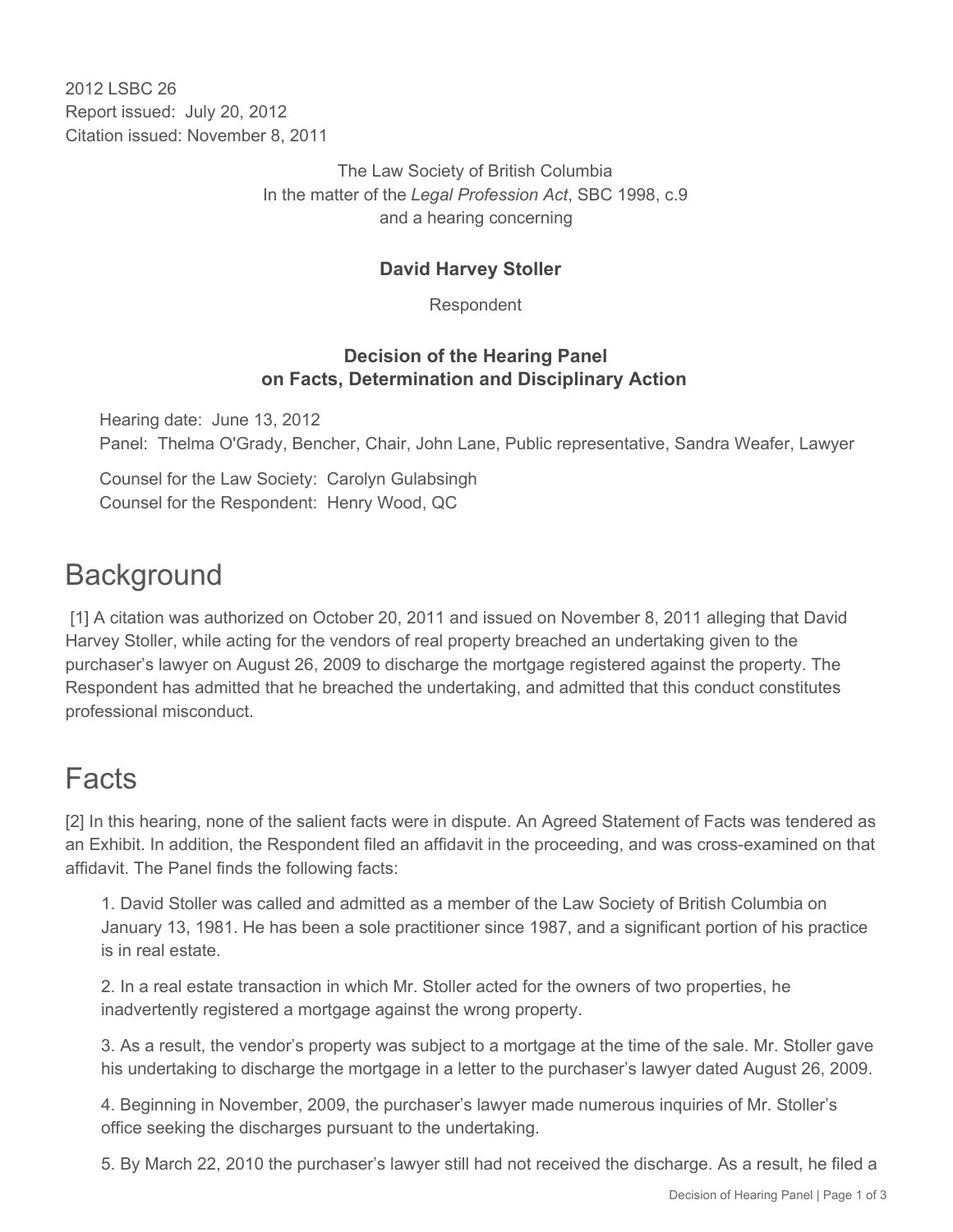2012 LSBC 26
Report issued: July 20, 2012
Citation issued: November 8, 2011

The Law Society of British Columbia
In the matter of the *Legal Profession Act*, SBC 1998, c.9
and a hearing concerning

**David Harvey Stoller**

Respondent

**Decision of the Hearing Panel on Facts, Determination and Disciplinary Action**

Hearing date: June 13, 2012
Panel: Thelma O'Grady, Bencher, Chair, John Lane, Public representative, Sandra Weafer, Lawyer

Counsel for the Law Society: Carolyn Gulabsingh
Counsel for the Respondent: Henry Wood, QC

# Background

[1] A citation was authorized on October 20, 2011 and issued on November 8, 2011 alleging that David Harvey Stoller, while acting for the vendors of real property breached an undertaking given to the purchaser's lawyer on August 26, 2009 to discharge the mortgage registered against the property. The Respondent has admitted that he breached the undertaking, and admitted that this conduct constitutes professional misconduct.

# Facts

[2] In this hearing, none of the salient facts were in dispute. An Agreed Statement of Facts was tendered as an Exhibit. In addition, the Respondent filed an affidavit in the proceeding, and was cross-examined on that affidavit. The Panel finds the following facts:

1. David Stoller was called and admitted as a member of the Law Society of British Columbia on January 13, 1981. He has been a sole practitioner since 1987, and a significant portion of his practice is in real estate.

2. In a real estate transaction in which Mr. Stoller acted for the owners of two properties, he inadvertently registered a mortgage against the wrong property.

3. As a result, the vendor's property was subject to a mortgage at the time of the sale. Mr. Stoller gave his undertaking to discharge the mortgage in a letter to the purchaser's lawyer dated August 26, 2009.

4. Beginning in November, 2009, the purchaser's lawyer made numerous inquiries of Mr. Stoller's office seeking the discharges pursuant to the undertaking.

5. By March 22, 2010 the purchaser's lawyer still had not received the discharge. As a result, he filed a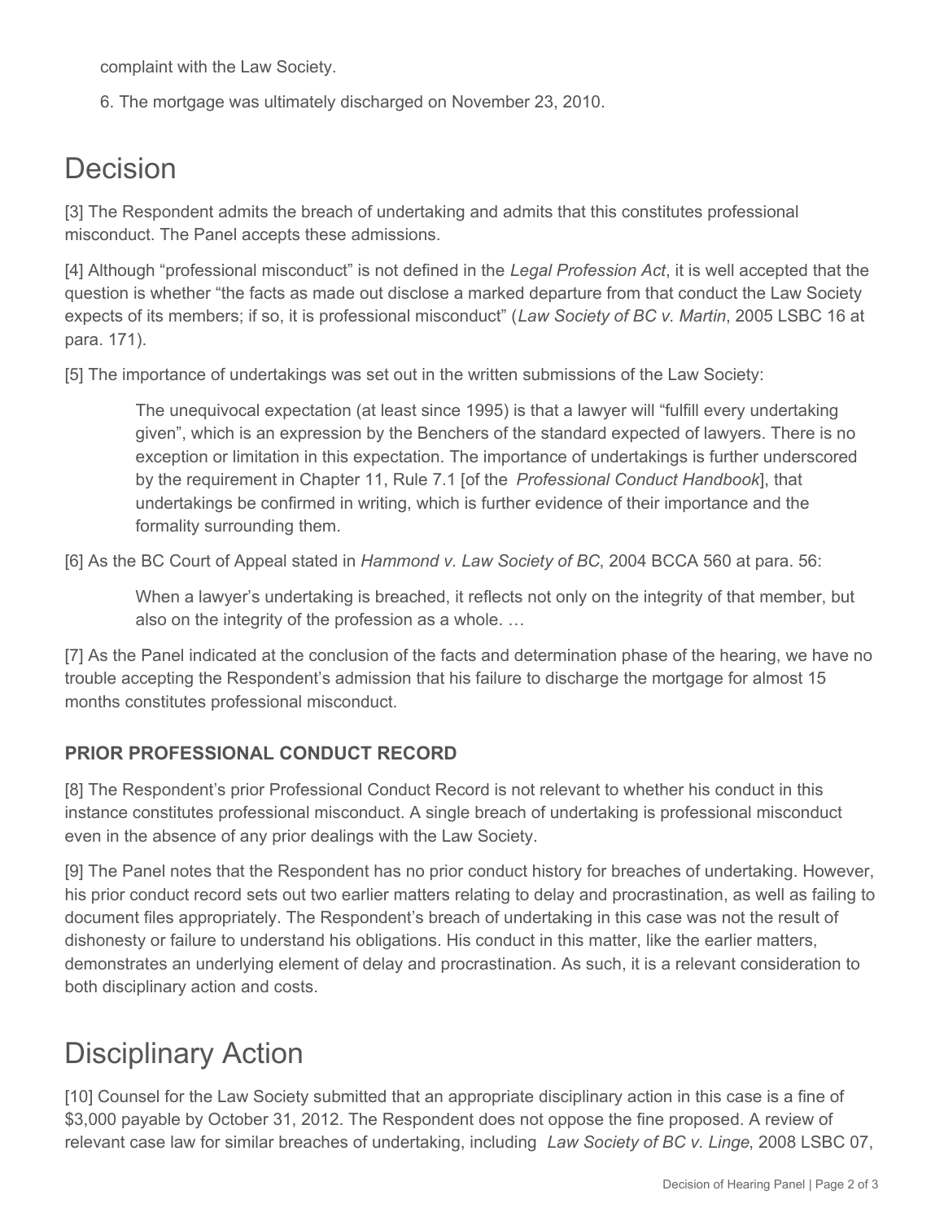complaint with the Law Society.

6. The mortgage was ultimately discharged on November 23, 2010.

# Decision

[3] The Respondent admits the breach of undertaking and admits that this constitutes professional misconduct. The Panel accepts these admissions.

[4] Although "professional misconduct" is not defined in the *Legal Profession Act*, it is well accepted that the question is whether "the facts as made out disclose a marked departure from that conduct the Law Society expects of its members; if so, it is professional misconduct" (*Law Society of BC v. Martin*, 2005 LSBC 16 at para. 171).

[5] The importance of undertakings was set out in the written submissions of the Law Society:

> The unequivocal expectation (at least since 1995) is that a lawyer will "fulfill every undertaking given", which is an expression by the Benchers of the standard expected of lawyers. There is no exception or limitation in this expectation. The importance of undertakings is further underscored by the requirement in Chapter 11, Rule 7.1 [of the *Professional Conduct Handbook*], that undertakings be confirmed in writing, which is further evidence of their importance and the formality surrounding them.

[6] As the BC Court of Appeal stated in *Hammond v. Law Society of BC*, 2004 BCCA 560 at para. 56:

> When a lawyer's undertaking is breached, it reflects not only on the integrity of that member, but also on the integrity of the profession as a whole. …

[7] As the Panel indicated at the conclusion of the facts and determination phase of the hearing, we have no trouble accepting the Respondent's admission that his failure to discharge the mortgage for almost 15 months constitutes professional misconduct.

### PRIOR PROFESSIONAL CONDUCT RECORD

[8] The Respondent's prior Professional Conduct Record is not relevant to whether his conduct in this instance constitutes professional misconduct. A single breach of undertaking is professional misconduct even in the absence of any prior dealings with the Law Society.

[9] The Panel notes that the Respondent has no prior conduct history for breaches of undertaking. However, his prior conduct record sets out two earlier matters relating to delay and procrastination, as well as failing to document files appropriately. The Respondent's breach of undertaking in this case was not the result of dishonesty or failure to understand his obligations. His conduct in this matter, like the earlier matters, demonstrates an underlying element of delay and procrastination. As such, it is a relevant consideration to both disciplinary action and costs.

# Disciplinary Action

[10] Counsel for the Law Society submitted that an appropriate disciplinary action in this case is a fine of $3,000 payable by October 31, 2012. The Respondent does not oppose the fine proposed. A review of relevant case law for similar breaches of undertaking, including *Law Society of BC v. Linge*, 2008 LSBC 07,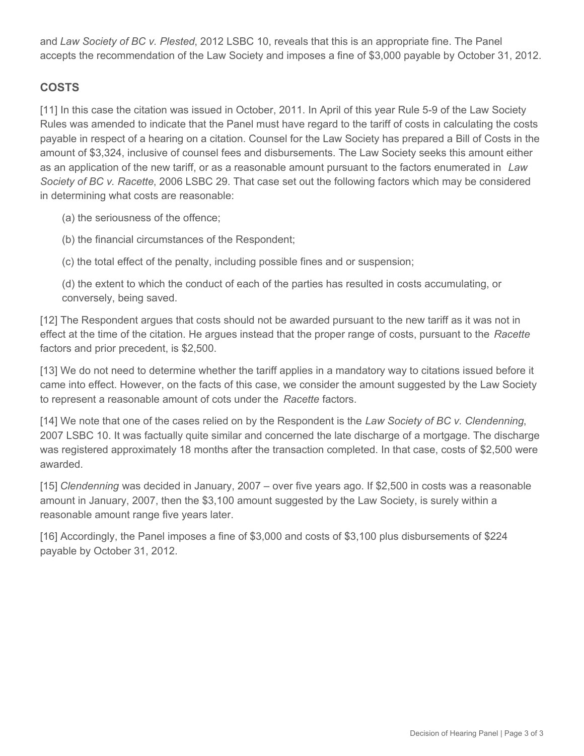and *Law Society of BC v. Plested*, 2012 LSBC 10, reveals that this is an appropriate fine. The Panel accepts the recommendation of the Law Society and imposes a fine of $3,000 payable by October 31, 2012.

## COSTS

[11] In this case the citation was issued in October, 2011. In April of this year Rule 5-9 of the Law Society Rules was amended to indicate that the Panel must have regard to the tariff of costs in calculating the costs payable in respect of a hearing on a citation. Counsel for the Law Society has prepared a Bill of Costs in the amount of $3,324, inclusive of counsel fees and disbursements. The Law Society seeks this amount either as an application of the new tariff, or as a reasonable amount pursuant to the factors enumerated in *Law Society of BC v. Racette*, 2006 LSBC 29. That case set out the following factors which may be considered in determining what costs are reasonable:

(a) the seriousness of the offence;

(b) the financial circumstances of the Respondent;

(c) the total effect of the penalty, including possible fines and or suspension;

(d) the extent to which the conduct of each of the parties has resulted in costs accumulating, or conversely, being saved.

[12] The Respondent argues that costs should not be awarded pursuant to the new tariff as it was not in effect at the time of the citation. He argues instead that the proper range of costs, pursuant to the *Racette* factors and prior precedent, is $2,500.

[13] We do not need to determine whether the tariff applies in a mandatory way to citations issued before it came into effect. However, on the facts of this case, we consider the amount suggested by the Law Society to represent a reasonable amount of cots under the *Racette* factors.

[14] We note that one of the cases relied on by the Respondent is the *Law Society of BC v. Clendenning*, 2007 LSBC 10. It was factually quite similar and concerned the late discharge of a mortgage. The discharge was registered approximately 18 months after the transaction completed. In that case, costs of $2,500 were awarded.

[15] *Clendenning* was decided in January, 2007 – over five years ago. If $2,500 in costs was a reasonable amount in January, 2007, then the $3,100 amount suggested by the Law Society, is surely within a reasonable amount range five years later.

[16] Accordingly, the Panel imposes a fine of $3,000 and costs of $3,100 plus disbursements of $224 payable by October 31, 2012.